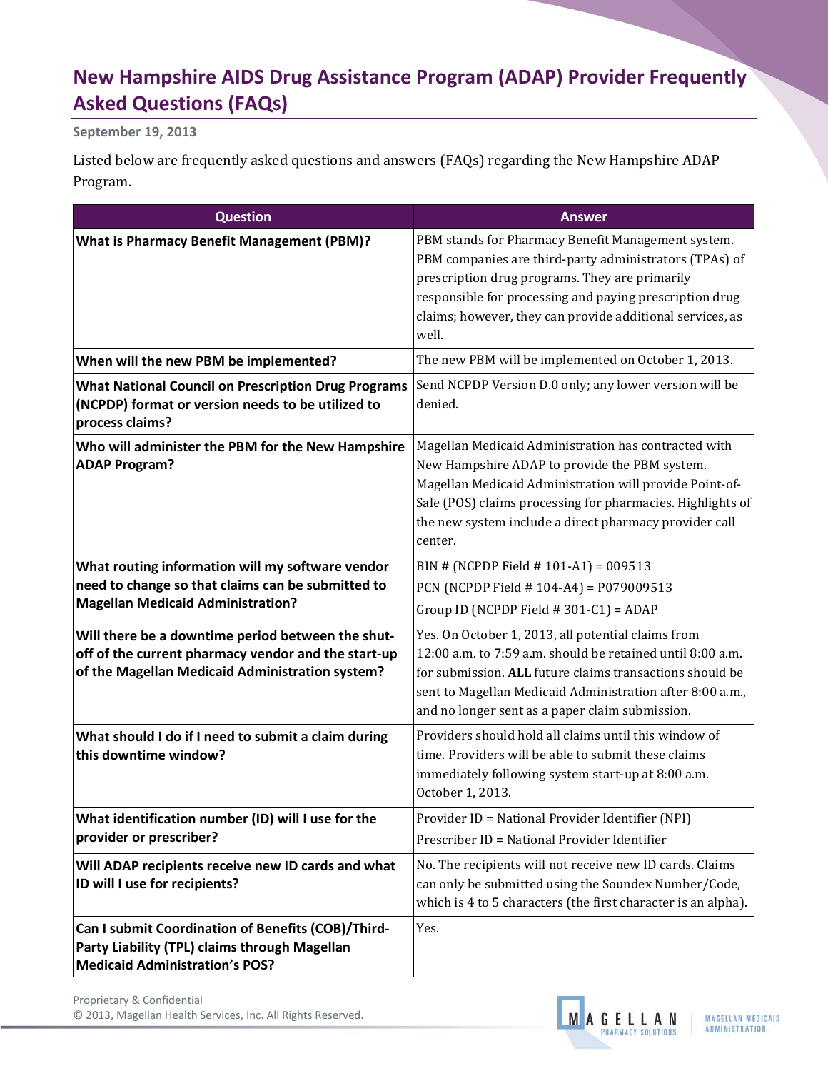# New Hampshire AIDS Drug Assistance Program (ADAP) Provider Frequently Asked Questions (FAQs)

**September 19, 2013**

Listed below are frequently asked questions and answers (FAQs) regarding the New Hampshire ADAP Program.

| Question | Answer |
|---|---|
| **What is Pharmacy Benefit Management (PBM)?** | PBM stands for Pharmacy Benefit Management system. PBM companies are third-party administrators (TPAs) of prescription drug programs. They are primarily responsible for processing and paying prescription drug claims; however, they can provide additional services, as well. |
| **When will the new PBM be implemented?** | The new PBM will be implemented on October 1, 2013. |
| **What National Council on Prescription Drug Programs (NCPDP) format or version needs to be utilized to process claims?** | Send NCPDP Version D.0 only; any lower version will be denied. |
| **Who will administer the PBM for the New Hampshire ADAP Program?** | Magellan Medicaid Administration has contracted with New Hampshire ADAP to provide the PBM system. Magellan Medicaid Administration will provide Point-of-Sale (POS) claims processing for pharmacies. Highlights of the new system include a direct pharmacy provider call center. |
| **What routing information will my software vendor need to change so that claims can be submitted to Magellan Medicaid Administration?** | BIN # (NCPDP Field # 101-A1) = 009513<br>PCN (NCPDP Field # 104-A4) = P079009513<br>Group ID (NCPDP Field # 301-C1) = ADAP |
| **Will there be a downtime period between the shut-off of the current pharmacy vendor and the start-up of the Magellan Medicaid Administration system?** | Yes. On October 1, 2013, all potential claims from 12:00 a.m. to 7:59 a.m. should be retained until 8:00 a.m. for submission. **ALL** future claims transactions should be sent to Magellan Medicaid Administration after 8:00 a.m., and no longer sent as a paper claim submission. |
| **What should I do if I need to submit a claim during this downtime window?** | Providers should hold all claims until this window of time. Providers will be able to submit these claims immediately following system start-up at 8:00 a.m. October 1, 2013. |
| **What identification number (ID) will I use for the provider or prescriber?** | Provider ID = National Provider Identifier (NPI)<br>Prescriber ID = National Provider Identifier |
| **Will ADAP recipients receive new ID cards and what ID will I use for recipients?** | No. The recipients will not receive new ID cards. Claims can only be submitted using the Soundex Number/Code, which is 4 to 5 characters (the first character is an alpha). |
| **Can I submit Coordination of Benefits (COB)/Third-Party Liability (TPL) claims through Magellan Medicaid Administration's POS?** | Yes. |

Proprietary & Confidential
© 2013, Magellan Health Services, Inc. All Rights Reserved.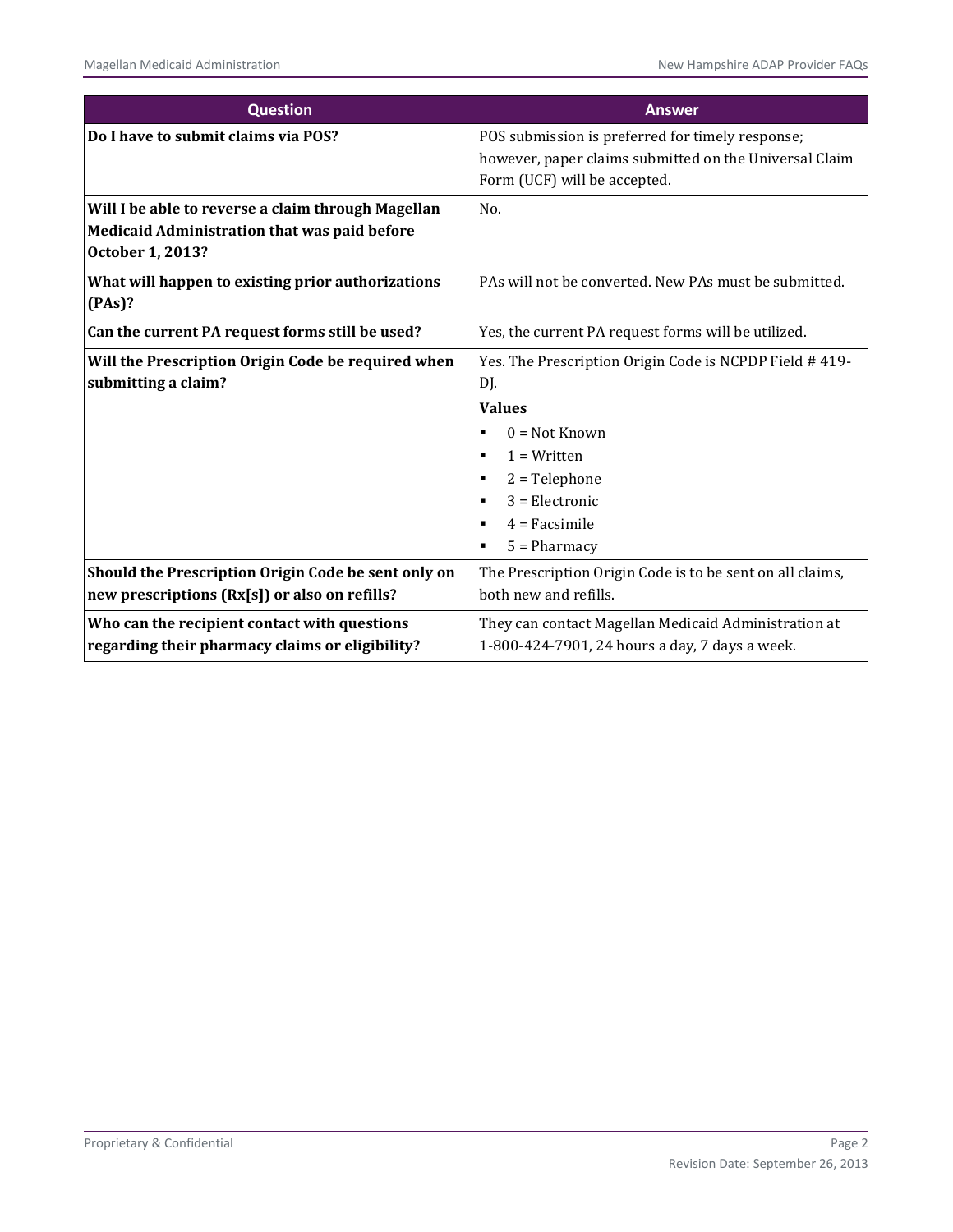| Question | Answer |
|---|---|
| **Do I have to submit claims via POS?** | POS submission is preferred for timely response; however, paper claims submitted on the Universal Claim Form (UCF) will be accepted. |
| **Will I be able to reverse a claim through Magellan Medicaid Administration that was paid before October 1, 2013?** | No. |
| **What will happen to existing prior authorizations (PAs)?** | PAs will not be converted. New PAs must be submitted. |
| **Can the current PA request forms still be used?** | Yes, the current PA request forms will be utilized. |
| **Will the Prescription Origin Code be required when submitting a claim?** | Yes. The Prescription Origin Code is NCPDP Field # 419-DJ.<br>**Values**<br>▪ 0 = Not Known<br>▪ 1 = Written<br>▪ 2 = Telephone<br>▪ 3 = Electronic<br>▪ 4 = Facsimile<br>▪ 5 = Pharmacy |
| **Should the Prescription Origin Code be sent only on new prescriptions (Rx[s]) or also on refills?** | The Prescription Origin Code is to be sent on all claims, both new and refills. |
| **Who can the recipient contact with questions regarding their pharmacy claims or eligibility?** | They can contact Magellan Medicaid Administration at 1-800-424-7901, 24 hours a day, 7 days a week. |